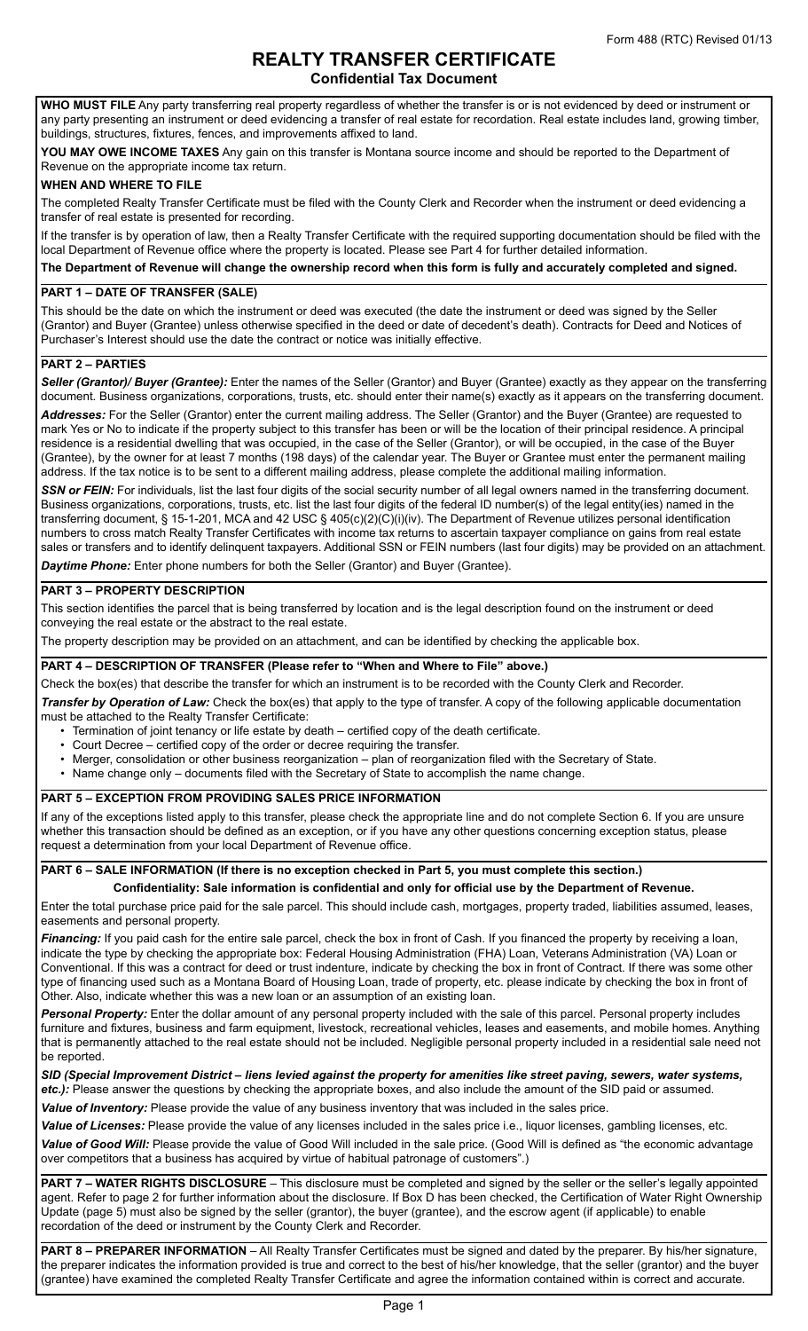Form 488 (RTC) Revised 01/13

# REALTY TRANSFER CERTIFICATE

## Confidential Tax Document

**WHO MUST FILE** Any party transferring real property regardless of whether the transfer is or is not evidenced by deed or instrument or any party presenting an instrument or deed evidencing a transfer of real estate for recordation. Real estate includes land, growing timber, buildings, structures, fixtures, fences, and improvements affixed to land.

**YOU MAY OWE INCOME TAXES** Any gain on this transfer is Montana source income and should be reported to the Department of Revenue on the appropriate income tax return.

**WHEN AND WHERE TO FILE**

The completed Realty Transfer Certificate must be filed with the County Clerk and Recorder when the instrument or deed evidencing a transfer of real estate is presented for recording.

If the transfer is by operation of law, then a Realty Transfer Certificate with the required supporting documentation should be filed with the local Department of Revenue office where the property is located. Please see Part 4 for further detailed information.

**The Department of Revenue will change the ownership record when this form is fully and accurately completed and signed.**

### PART 1 – DATE OF TRANSFER (SALE)

This should be the date on which the instrument or deed was executed (the date the instrument or deed was signed by the Seller (Grantor) and Buyer (Grantee) unless otherwise specified in the deed or date of decedent's death). Contracts for Deed and Notices of Purchaser's Interest should use the date the contract or notice was initially effective.

### PART 2 – PARTIES

***Seller (Grantor)/ Buyer (Grantee):*** Enter the names of the Seller (Grantor) and Buyer (Grantee) exactly as they appear on the transferring document. Business organizations, corporations, trusts, etc. should enter their name(s) exactly as it appears on the transferring document.

***Addresses:*** For the Seller (Grantor) enter the current mailing address. The Seller (Grantor) and the Buyer (Grantee) are requested to mark Yes or No to indicate if the property subject to this transfer has been or will be the location of their principal residence. A principal residence is a residential dwelling that was occupied, in the case of the Seller (Grantor), or will be occupied, in the case of the Buyer (Grantee), by the owner for at least 7 months (198 days) of the calendar year. The Buyer or Grantee must enter the permanent mailing address. If the tax notice is to be sent to a different mailing address, please complete the additional mailing information.

***SSN or FEIN:*** For individuals, list the last four digits of the social security number of all legal owners named in the transferring document. Business organizations, corporations, trusts, etc. list the last four digits of the federal ID number(s) of the legal entity(ies) named in the transferring document, § 15-1-201, MCA and 42 USC § 405(c)(2)(C)(i)(iv). The Department of Revenue utilizes personal identification numbers to cross match Realty Transfer Certificates with income tax returns to ascertain taxpayer compliance on gains from real estate sales or transfers and to identify delinquent taxpayers. Additional SSN or FEIN numbers (last four digits) may be provided on an attachment.

***Daytime Phone:*** Enter phone numbers for both the Seller (Grantor) and Buyer (Grantee).

### PART 3 – PROPERTY DESCRIPTION

This section identifies the parcel that is being transferred by location and is the legal description found on the instrument or deed conveying the real estate or the abstract to the real estate.

The property description may be provided on an attachment, and can be identified by checking the applicable box.

### PART 4 – DESCRIPTION OF TRANSFER (Please refer to "When and Where to File" above.)

Check the box(es) that describe the transfer for which an instrument is to be recorded with the County Clerk and Recorder.

***Transfer by Operation of Law:*** Check the box(es) that apply to the type of transfer. A copy of the following applicable documentation must be attached to the Realty Transfer Certificate:

- Termination of joint tenancy or life estate by death – certified copy of the death certificate.
- Court Decree – certified copy of the order or decree requiring the transfer.
- Merger, consolidation or other business reorganization – plan of reorganization filed with the Secretary of State.
- Name change only – documents filed with the Secretary of State to accomplish the name change.

### PART 5 – EXCEPTION FROM PROVIDING SALES PRICE INFORMATION

If any of the exceptions listed apply to this transfer, please check the appropriate line and do not complete Section 6. If you are unsure whether this transaction should be defined as an exception, or if you have any other questions concerning exception status, please request a determination from your local Department of Revenue office.

### PART 6 – SALE INFORMATION (If there is no exception checked in Part 5, you must complete this section.)

**Confidentiality: Sale information is confidential and only for official use by the Department of Revenue.**

Enter the total purchase price paid for the sale parcel. This should include cash, mortgages, property traded, liabilities assumed, leases, easements and personal property.

***Financing:*** If you paid cash for the entire sale parcel, check the box in front of Cash. If you financed the property by receiving a loan, indicate the type by checking the appropriate box: Federal Housing Administration (FHA) Loan, Veterans Administration (VA) Loan or Conventional. If this was a contract for deed or trust indenture, indicate by checking the box in front of Contract. If there was some other type of financing used such as a Montana Board of Housing Loan, trade of property, etc. please indicate by checking the box in front of Other. Also, indicate whether this was a new loan or an assumption of an existing loan.

***Personal Property:*** Enter the dollar amount of any personal property included with the sale of this parcel. Personal property includes furniture and fixtures, business and farm equipment, livestock, recreational vehicles, leases and easements, and mobile homes. Anything that is permanently attached to the real estate should not be included. Negligible personal property included in a residential sale need not be reported.

***SID (Special Improvement District – liens levied against the property for amenities like street paving, sewers, water systems, etc.):*** Please answer the questions by checking the appropriate boxes, and also include the amount of the SID paid or assumed.

***Value of Inventory:*** Please provide the value of any business inventory that was included in the sales price.

***Value of Licenses:*** Please provide the value of any licenses included in the sales price i.e., liquor licenses, gambling licenses, etc.

***Value of Good Will:*** Please provide the value of Good Will included in the sale price. (Good Will is defined as "the economic advantage over competitors that a business has acquired by virtue of habitual patronage of customers".)

**PART 7 – WATER RIGHTS DISCLOSURE** – This disclosure must be completed and signed by the seller or the seller's legally appointed agent. Refer to page 2 for further information about the disclosure. If Box D has been checked, the Certification of Water Right Ownership Update (page 5) must also be signed by the seller (grantor), the buyer (grantee), and the escrow agent (if applicable) to enable recordation of the deed or instrument by the County Clerk and Recorder.

**PART 8 – PREPARER INFORMATION** – All Realty Transfer Certificates must be signed and dated by the preparer. By his/her signature, the preparer indicates the information provided is true and correct to the best of his/her knowledge, that the seller (grantor) and the buyer (grantee) have examined the completed Realty Transfer Certificate and agree the information contained within is correct and accurate.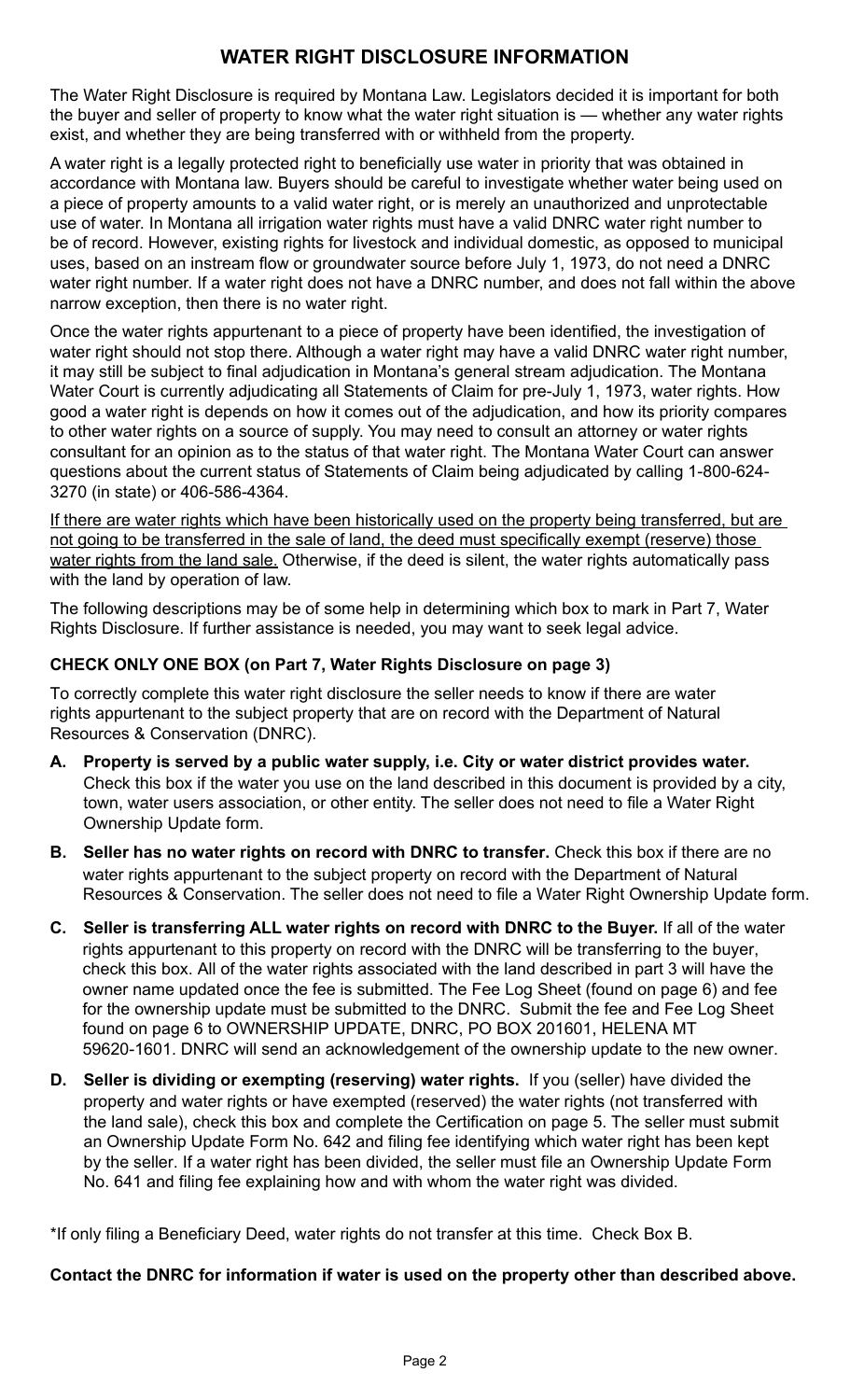# WATER RIGHT DISCLOSURE INFORMATION

The Water Right Disclosure is required by Montana Law. Legislators decided it is important for both the buyer and seller of property to know what the water right situation is — whether any water rights exist, and whether they are being transferred with or withheld from the property.

A water right is a legally protected right to beneficially use water in priority that was obtained in accordance with Montana law. Buyers should be careful to investigate whether water being used on a piece of property amounts to a valid water right, or is merely an unauthorized and unprotectable use of water. In Montana all irrigation water rights must have a valid DNRC water right number to be of record. However, existing rights for livestock and individual domestic, as opposed to municipal uses, based on an instream flow or groundwater source before July 1, 1973, do not need a DNRC water right number. If a water right does not have a DNRC number, and does not fall within the above narrow exception, then there is no water right.

Once the water rights appurtenant to a piece of property have been identified, the investigation of water right should not stop there. Although a water right may have a valid DNRC water right number, it may still be subject to final adjudication in Montana's general stream adjudication. The Montana Water Court is currently adjudicating all Statements of Claim for pre-July 1, 1973, water rights. How good a water right is depends on how it comes out of the adjudication, and how its priority compares to other water rights on a source of supply. You may need to consult an attorney or water rights consultant for an opinion as to the status of that water right. The Montana Water Court can answer questions about the current status of Statements of Claim being adjudicated by calling 1-800-624-3270 (in state) or 406-586-4364.

<u>If there are water rights which have been historically used on the property being transferred, but are not going to be transferred in the sale of land, the deed must specifically exempt (reserve) those water rights from the land sale.</u> Otherwise, if the deed is silent, the water rights automatically pass with the land by operation of law.

The following descriptions may be of some help in determining which box to mark in Part 7, Water Rights Disclosure. If further assistance is needed, you may want to seek legal advice.

**CHECK ONLY ONE BOX (on Part 7, Water Rights Disclosure on page 3)**

To correctly complete this water right disclosure the seller needs to know if there are water rights appurtenant to the subject property that are on record with the Department of Natural Resources & Conservation (DNRC).

- **A. Property is served by a public water supply, i.e. City or water district provides water.** Check this box if the water you use on the land described in this document is provided by a city, town, water users association, or other entity. The seller does not need to file a Water Right Ownership Update form.
- **B. Seller has no water rights on record with DNRC to transfer.** Check this box if there are no water rights appurtenant to the subject property on record with the Department of Natural Resources & Conservation. The seller does not need to file a Water Right Ownership Update form.
- **C. Seller is transferring ALL water rights on record with DNRC to the Buyer.** If all of the water rights appurtenant to this property on record with the DNRC will be transferring to the buyer, check this box. All of the water rights associated with the land described in part 3 will have the owner name updated once the fee is submitted. The Fee Log Sheet (found on page 6) and fee for the ownership update must be submitted to the DNRC. Submit the fee and Fee Log Sheet found on page 6 to OWNERSHIP UPDATE, DNRC, PO BOX 201601, HELENA MT 59620-1601. DNRC will send an acknowledgement of the ownership update to the new owner.
- **D. Seller is dividing or exempting (reserving) water rights.** If you (seller) have divided the property and water rights or have exempted (reserved) the water rights (not transferred with the land sale), check this box and complete the Certification on page 5. The seller must submit an Ownership Update Form No. 642 and filing fee identifying which water right has been kept by the seller. If a water right has been divided, the seller must file an Ownership Update Form No. 641 and filing fee explaining how and with whom the water right was divided.

*If only filing a Beneficiary Deed, water rights do not transfer at this time. Check Box B.

**Contact the DNRC for information if water is used on the property other than described above.**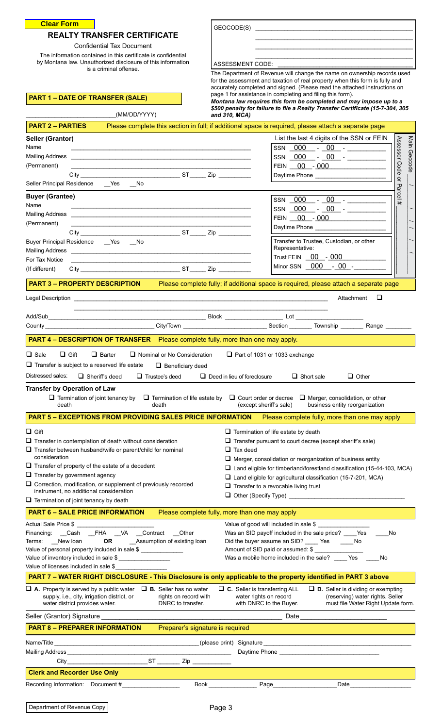Clear Form

# REALTY TRANSFER CERTIFICATE

Confidential Tax Document

The information contained in this certificate is confidential by Montana law. Unauthorized disclosure of this information is a criminal offense.

GEOCODE(S) ______________________________

ASSESSMENT CODE: ______________________________

The Department of Revenue will change the name on ownership records used for the assessment and taxation of real property when this form is fully and accurately completed and signed. (Please read the attached instructions on page 1 for assistance in completing and filing this form).

***Montana law requires this form be completed and may impose up to a $500 penalty for failure to file a Realty Transfer Certificate (15-7-304, 305 and 310, MCA)***

## PART 1 – DATE OF TRANSFER (SALE)

______________________(MM/DD/YYYY)

## PART 2 – PARTIES

Please complete this section in full; if additional space is required, please attach a separate page

**Seller (Grantor)**

Name ______________________________

Mailing Address ______________________________

(Permanent) ______________________________

City ____________ ST _____ Zip _________

Seller Principal Residence __Yes __No

List the last 4 digits of the SSN or FEIN

SSN 000 - 00 - ________

SSN 000 - 00 - ________

FEIN 00 - 000 ________

Daytime Phone ______________

**Buyer (Grantee)**

Name ______________________________

Mailing Address ______________________________

(Permanent) ______________________________

City ____________ ST _____ Zip _________

Buyer Principal Residence __Yes __No

Mailing Address ______________________________

For Tax Notice ______________________________

(If different) City ____________ ST _____ Zip _________

SSN 000 - 00 - ________

SSN 000 - 00 - ________

FEIN 00 - 000 ________

Daytime Phone ______________

Transfer to Trustee, Custodian, or other Representative:

Trust FEIN 00 - 000 ________

Minor SSN 000 - 00 - ________

Assessor Code or Parcel #

Main Geocode

## PART 3 – PROPERTY DESCRIPTION

Please complete fully; if additional space is required, please attach a separate page

Legal Description ______________________________ Attachment ☐

Add/Sub ______________ Block ________ Lot ________

County ____________ City/Town ____________ Section ______ Township ______ Range ______

## PART 4 – DESCRIPTION OF TRANSFER

Please complete fully, more than one may apply.

☐ Sale ☐ Gift ☐ Barter ☐ Nominal or No Consideration ☐ Part of 1031 or 1033 exchange

☐ Transfer is subject to a reserved life estate ☐ Beneficiary deed

Distressed sales: ☐ Sheriff's deed ☐ Trustee's deed ☐ Deed in lieu of foreclosure ☐ Short sale ☐ Other

**Transfer by Operation of Law**

☐ Termination of joint tenancy by death ☐ Termination of life estate by death ☐ Court order or decree (except sheriff's sale) ☐ Merger, consolidation, or other business entity reorganization

## PART 5 – EXCEPTIONS FROM PROVIDING SALES PRICE INFORMATION

Please complete fully, more than one may apply

☐ Gift

☐ Transfer in contemplation of death without consideration

☐ Transfer between husband/wife or parent/child for nominal consideration

☐ Transfer of property of the estate of a decedent

☐ Transfer by government agency

☐ Correction, modification, or supplement of previously recorded instrument, no additional consideration

☐ Termination of joint tenancy by death

☐ Termination of life estate by death

☐ Transfer pursuant to court decree (except sheriff's sale)

☐ Tax deed

☐ Merger, consolidation or reorganization of business entity

☐ Land eligible for timberland/forestland classification (15-44-103, MCA)

☐ Land eligible for agricultural classification (15-7-201, MCA)

☐ Transfer to a revocable living trust

☐ Other (Specify Type) ______________________________

## PART 6 – SALE PRICE INFORMATION

Please complete fully, more than one may apply

Actual Sale Price $ ______________

Financing: __Cash __FHA __VA __Contract __Other

Terms: __New loan **OR** __Assumption of existing loan

Value of personal property included in sale $ __________

Value of inventory included in sale $ __________

Value of licenses included in sale $ __________

Value of good will included in sale $ __________

Was an SID payoff included in the sale price? ____Yes ____No

Did the buyer assume an SID? ____ Yes ____No

Amount of SID paid or assumed: $ __________

Was a mobile home included in the sale? ____ Yes ____ No

## PART 7 – WATER RIGHT DISCLOSURE - This Disclosure is only applicable to the property identified in PART 3 above

☐ **A.** Property is served by a public water supply, i.e., city, irrigation district, or water district provides water.

☐ **B.** Seller has no water rights on record with DNRC to transfer.

☐ **C.** Seller is transferring ALL water rights on record with DNRC to the Buyer.

☐ **D.** Seller is dividing or exempting (reserving) water rights. Seller must file Water Right Update form.

Seller (Grantor) Signature ______________________________ Date ______________

## PART 8 – PREPARER INFORMATION

Preparer's signature is required

Name/Title ______________________________ (please print) Signature ______________________________

Mailing Address ______________________________ Daytime Phone ______________________________

City ____________ ST ______ Zip __________

## Clerk and Recorder Use Only

Recording Information: Document # ____________ Book ____________ Page ____________ Date ____________

Department of Revenue Copy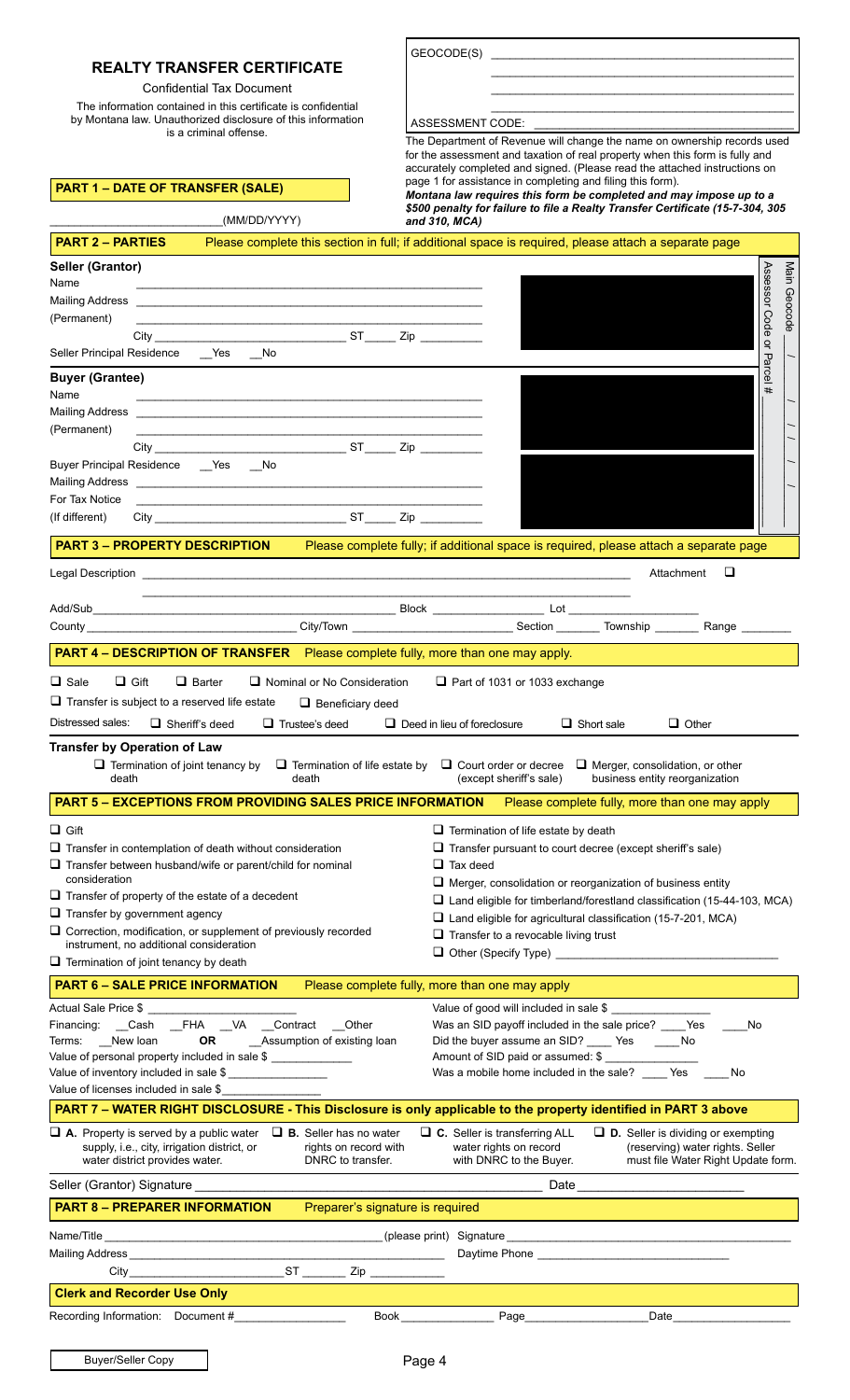# REALTY TRANSFER CERTIFICATE

Confidential Tax Document

The information contained in this certificate is confidential by Montana law. Unauthorized disclosure of this information is a criminal offense.

GEOCODE(S) ______________________________

ASSESSMENT CODE: ______________________________

The Department of Revenue will change the name on ownership records used for the assessment and taxation of real property when this form is fully and accurately completed and signed. (Please read the attached instructions on page 1 for assistance in completing and filing this form).

***Montana law requires this form be completed and may impose up to a $500 penalty for failure to file a Realty Transfer Certificate (15-7-304, 305 and 310, MCA)***

## PART 1 – DATE OF TRANSFER (SALE)

________________ (MM/DD/YYYY)

## PART 2 – PARTIES

Please complete this section in full; if additional space is required, please attach a separate page

**Seller (Grantor)**

Name ______________________________

Mailing Address (Permanent) ______________________________

City ______________ ST _____ Zip _________

Seller Principal Residence __Yes __No

**Buyer (Grantee)**

Name ______________________________

Mailing Address (Permanent) ______________________________

City ______________ ST _____ Zip _________

Buyer Principal Residence __Yes __No

Mailing Address For Tax Notice (If different) ______________________________

City ______________ ST _____ Zip _________

Main Geocode / Assessor Code or Parcel #

## PART 3 – PROPERTY DESCRIPTION

Please complete fully; if additional space is required, please attach a separate page

Legal Description ______________________________ Attachment ☐

Add/Sub ______________ Block ________ Lot ________

County ______________ City/Town ______________ Section _______ Township _______ Range _______

## PART 4 – DESCRIPTION OF TRANSFER

Please complete fully, more than one may apply.

☐ Sale ☐ Gift ☐ Barter ☐ Nominal or No Consideration ☐ Part of 1031 or 1033 exchange

☐ Transfer is subject to a reserved life estate ☐ Beneficiary deed

Distressed sales: ☐ Sheriff's deed ☐ Trustee's deed ☐ Deed in lieu of foreclosure ☐ Short sale ☐ Other

**Transfer by Operation of Law**

☐ Termination of joint tenancy by death ☐ Termination of life estate by death ☐ Court order or decree (except sheriff's sale) ☐ Merger, consolidation, or other business entity reorganization

## PART 5 – EXCEPTIONS FROM PROVIDING SALES PRICE INFORMATION

Please complete fully, more than one may apply

☐ Gift
☐ Transfer in contemplation of death without consideration
☐ Transfer between husband/wife or parent/child for nominal consideration
☐ Transfer of property of the estate of a decedent
☐ Transfer by government agency
☐ Correction, modification, or supplement of previously recorded instrument, no additional consideration
☐ Termination of joint tenancy by death
☐ Termination of life estate by death
☐ Transfer pursuant to court decree (except sheriff's sale)
☐ Tax deed
☐ Merger, consolidation or reorganization of business entity
☐ Land eligible for timberland/forestland classification (15-44-103, MCA)
☐ Land eligible for agricultural classification (15-7-201, MCA)
☐ Transfer to a revocable living trust
☐ Other (Specify Type) ______________________________

## PART 6 – SALE PRICE INFORMATION

Please complete fully, more than one may apply

Actual Sale Price $ ______________

Financing: __Cash __FHA __VA __Contract __Other

Terms: __New loan **OR** __Assumption of existing loan

Value of personal property included in sale $ ____________

Value of inventory included in sale $ ____________

Value of licenses included in sale $ ____________

Value of good will included in sale $ ____________

Was an SID payoff included in the sale price? ____Yes ____No

Did the buyer assume an SID? ____ Yes ____No

Amount of SID paid or assumed: $ ____________

Was a mobile home included in the sale? ____ Yes ____ No

## PART 7 – WATER RIGHT DISCLOSURE - This Disclosure is only applicable to the property identified in PART 3 above

☐ **A.** Property is serviced by a public water supply, i.e., city, irrigation district, or water district provides water.
☐ **B.** Seller has no water rights on record with DNRC to transfer.
☐ **C.** Seller is transferring ALL water rights on record with DNRC to the Buyer.
☐ **D.** Seller is dividing or exempting (reserving) water rights. Seller must file Water Right Update form.

Seller (Grantor) Signature ______________________________ Date ______________

## PART 8 – PREPARER INFORMATION

Preparer's signature is required

Name/Title ______________________________ (please print) Signature ______________________________

Mailing Address ______________________________ Daytime Phone ______________

City ______________ ST _______ Zip __________

## Clerk and Recorder Use Only

Recording Information: Document # ____________ Book ____________ Page ____________ Date ____________

Buyer/Seller Copy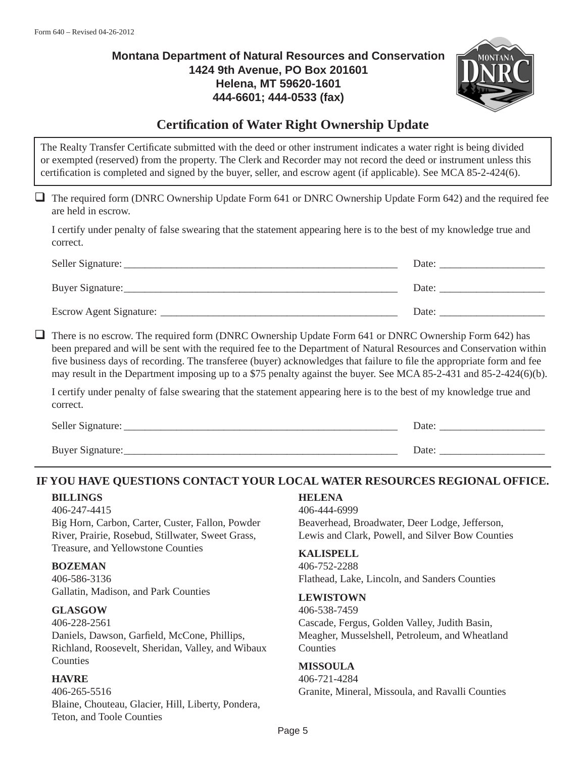Form 640 – Revised 04-26-2012

**Montana Department of Natural Resources and Conservation**
**1424 9th Avenue, PO Box 201601**
**Helena, MT 59620-1601**
**444-6601; 444-0533 (fax)**

# Certification of Water Right Ownership Update

The Realty Transfer Certificate submitted with the deed or other instrument indicates a water right is being divided or exempted (reserved) from the property. The Clerk and Recorder may not record the deed or instrument unless this certification is completed and signed by the buyer, seller, and escrow agent (if applicable). See MCA 85-2-424(6).

- [ ] The required form (DNRC Ownership Update Form 641 or DNRC Ownership Update Form 642) and the required fee are held in escrow.

  I certify under penalty of false swearing that the statement appearing here is to the best of my knowledge true and correct.

  Seller Signature: ______________________________ Date: ____________________

  Buyer Signature: ______________________________ Date: ____________________

  Escrow Agent Signature: ______________________________ Date: ____________________

- [ ] There is no escrow. The required form (DNRC Ownership Update Form 641 or DNRC Ownership Form 642) has been prepared and will be sent with the required fee to the Department of Natural Resources and Conservation within five business days of recording. The transferee (buyer) acknowledges that failure to file the appropriate form and fee may result in the Department imposing up to a $75 penalty against the buyer. See MCA 85-2-431 and 85-2-424(6)(b).

  I certify under penalty of false swearing that the statement appearing here is to the best of my knowledge true and correct.

  Seller Signature: ______________________________ Date: ____________________

  Buyer Signature: ______________________________ Date: ____________________

## IF YOU HAVE QUESTIONS CONTACT YOUR LOCAL WATER RESOURCES REGIONAL OFFICE.

**BILLINGS**
406-247-4415
Big Horn, Carbon, Carter, Custer, Fallon, Powder River, Prairie, Rosebud, Stillwater, Sweet Grass, Treasure, and Yellowstone Counties

**BOZEMAN**
406-586-3136
Gallatin, Madison, and Park Counties

**GLASGOW**
406-228-2561
Daniels, Dawson, Garfield, McCone, Phillips, Richland, Roosevelt, Sheridan, Valley, and Wibaux Counties

**HAVRE**
406-265-5516
Blaine, Chouteau, Glacier, Hill, Liberty, Pondera, Teton, and Toole Counties

**HELENA**
406-444-6999
Beaverhead, Broadwater, Deer Lodge, Jefferson, Lewis and Clark, Powell, and Silver Bow Counties

**KALISPELL**
406-752-2288
Flathead, Lake, Lincoln, and Sanders Counties

**LEWISTOWN**
406-538-7459
Cascade, Fergus, Golden Valley, Judith Basin, Meagher, Musselshell, Petroleum, and Wheatland Counties

**MISSOULA**
406-721-4284
Granite, Mineral, Missoula, and Ravalli Counties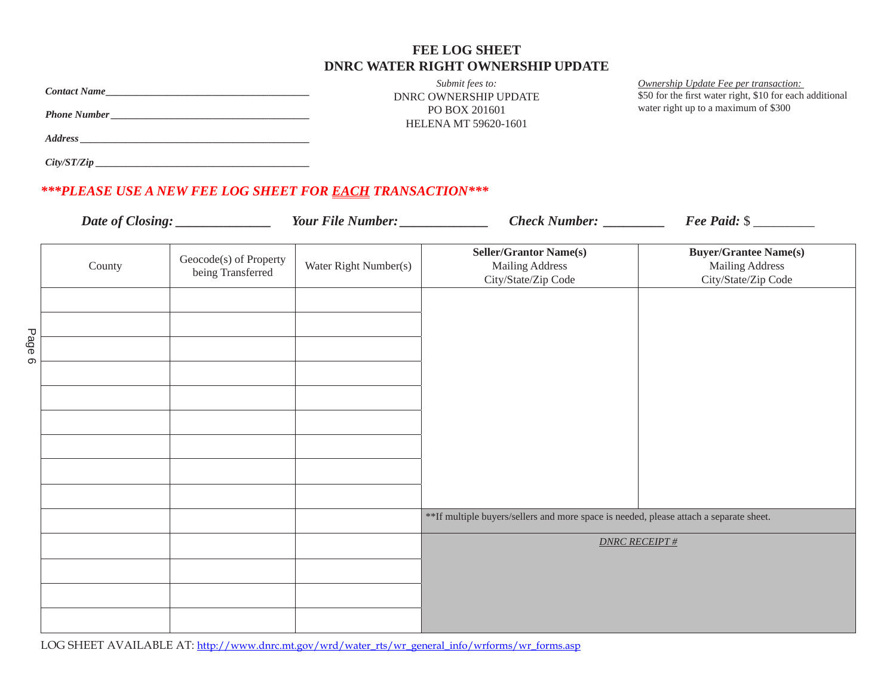# FEE LOG SHEET
## DNRC WATER RIGHT OWNERSHIP UPDATE

***Contact Name*** ______________________________________

***Phone Number*** ______________________________________

***Address*** ______________________________________

***City/ST/Zip*** ______________________________________

*Submit fees to:*
DNRC OWNERSHIP UPDATE
PO BOX 201601
HELENA MT 59620-1601

*Ownership Update Fee per transaction:*
$50 for the first water right, $10 for each additional water right up to a maximum of $300

***\*\*\*PLEASE USE A NEW FEE LOG SHEET FOR EACH TRANSACTION\*\*\****

***Date of Closing:*** _____________ ***Your File Number:*** _____________ ***Check Number:*** _________ ***Fee Paid:*** $ _________

| County | Geocode(s) of Property being Transferred | Water Right Number(s) | **Seller/Grantor Name(s)** Mailing Address City/State/Zip Code | **Buyer/Grantee Name(s)** Mailing Address City/State/Zip Code |
|---|---|---|---|---|
| | | | | |
| | | | | |
| | | | | |
| | | | | |
| | | | | |
| | | | | |
| | | | | |
| | | | | |
| | | | | |
| | | | \*\*If multiple buyers/sellers and more space is needed, please attach a separate sheet. | |
| | | | *DNRC RECEIPT #* | |
| | | | | |
| | | | | |
| | | | | |

LOG SHEET AVAILABLE AT: http://www.dnrc.mt.gov/wrd/water_rts/wr_general_info/wrforms/wr_forms.asp